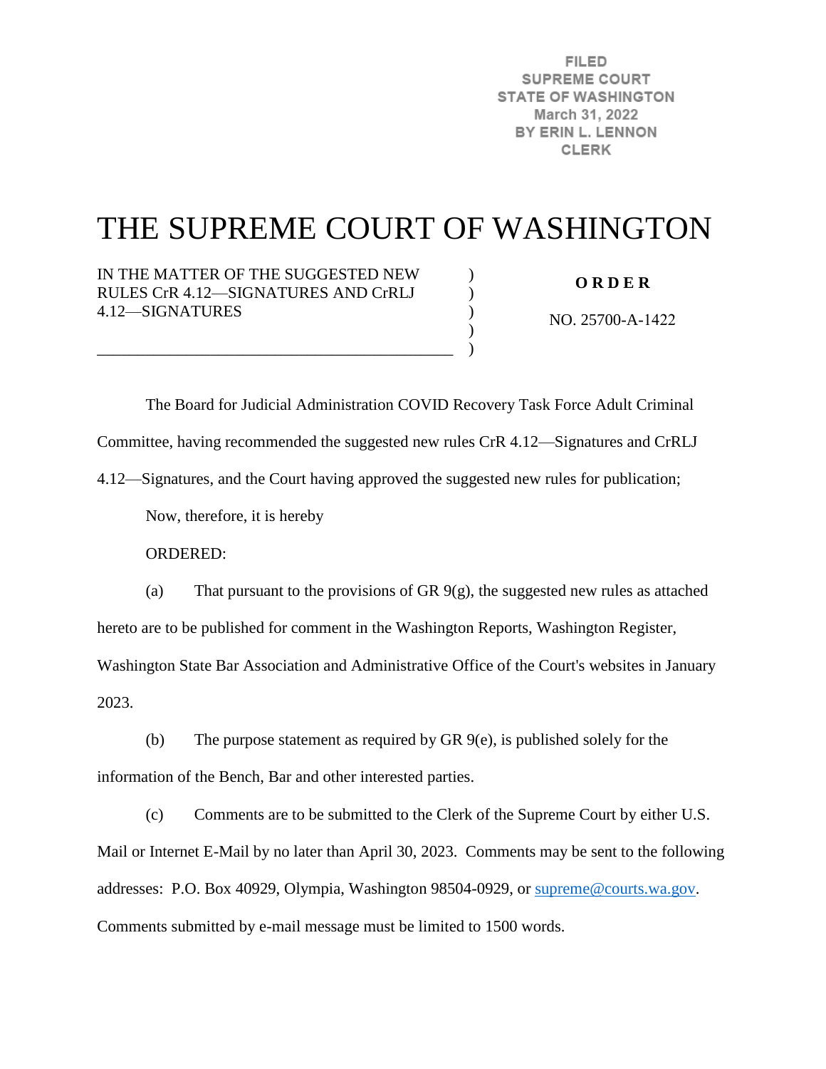FILED
SUPREME COURT
STATE OF WASHINGTON
March 31, 2022
BY ERIN L. LENNON
CLERK

# THE SUPREME COURT OF WASHINGTON

IN THE MATTER OF THE SUGGESTED NEW RULES CrR 4.12—SIGNATURES AND CrRLJ 4.12—SIGNATURES

**O R D E R**

NO. 25700-A-1422

The Board for Judicial Administration COVID Recovery Task Force Adult Criminal Committee, having recommended the suggested new rules CrR 4.12—Signatures and CrRLJ 4.12—Signatures, and the Court having approved the suggested new rules for publication;

Now, therefore, it is hereby

ORDERED:

(a) That pursuant to the provisions of GR 9(g), the suggested new rules as attached hereto are to be published for comment in the Washington Reports, Washington Register, Washington State Bar Association and Administrative Office of the Court's websites in January 2023.

(b) The purpose statement as required by GR 9(e), is published solely for the information of the Bench, Bar and other interested parties.

(c) Comments are to be submitted to the Clerk of the Supreme Court by either U.S. Mail or Internet E-Mail by no later than April 30, 2023. Comments may be sent to the following addresses: P.O. Box 40929, Olympia, Washington 98504-0929, or supreme@courts.wa.gov. Comments submitted by e-mail message must be limited to 1500 words.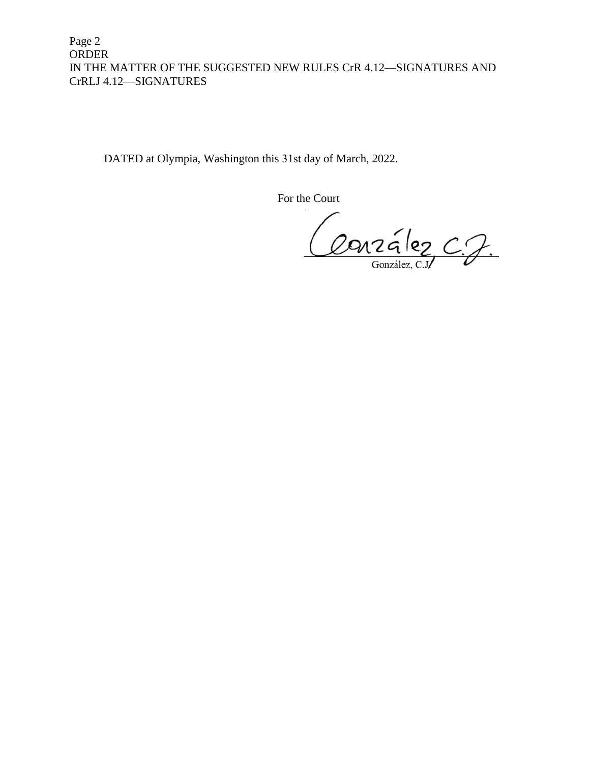DATED at Olympia, Washington this 31st day of March, 2022.

For the Court

González, C.J.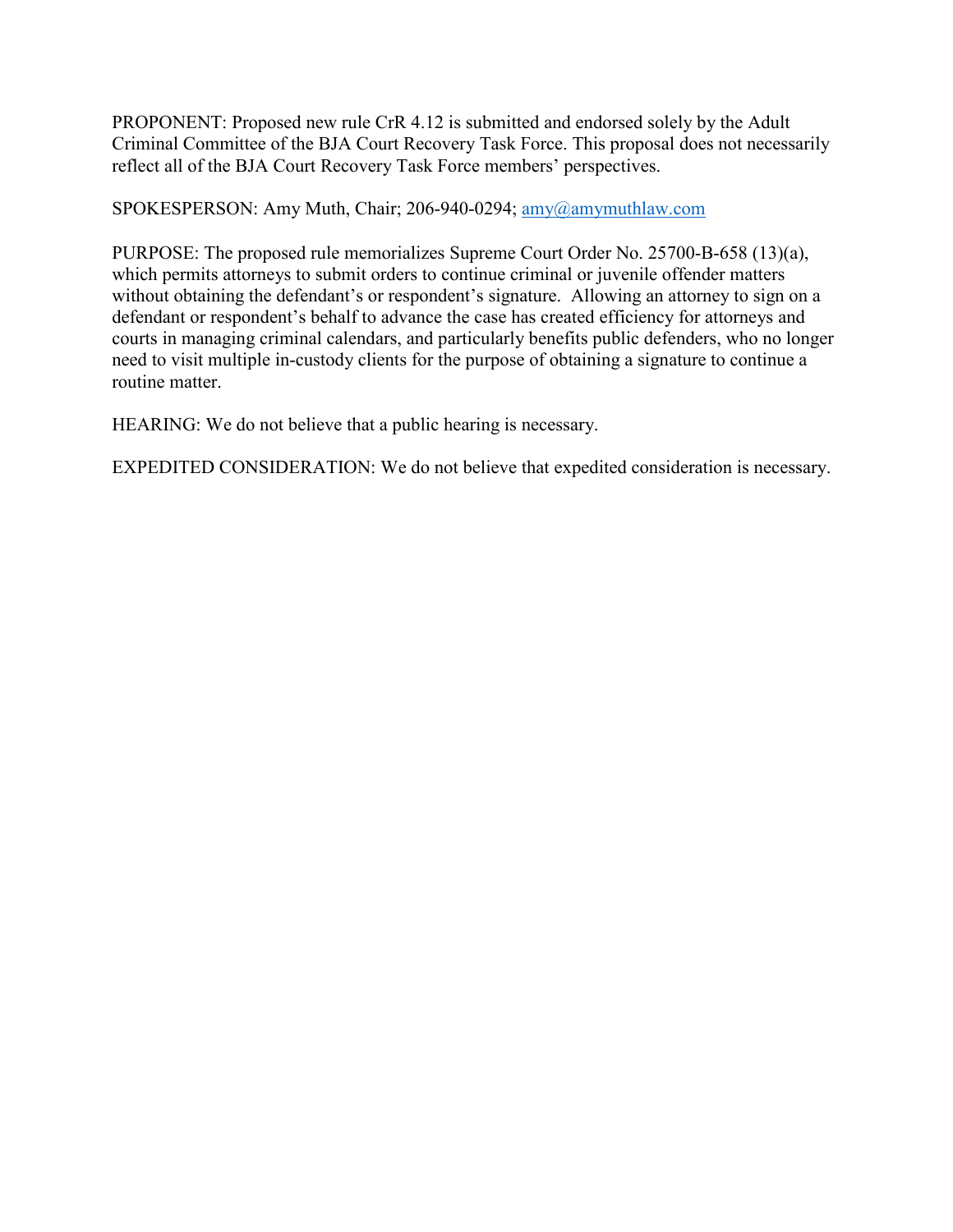PROPONENT: Proposed new rule CrR 4.12 is submitted and endorsed solely by the Adult Criminal Committee of the BJA Court Recovery Task Force. This proposal does not necessarily reflect all of the BJA Court Recovery Task Force members' perspectives.

SPOKESPERSON: Amy Muth, Chair; 206-940-0294; amy@amymuthlaw.com

PURPOSE: The proposed rule memorializes Supreme Court Order No. 25700-B-658 (13)(a), which permits attorneys to submit orders to continue criminal or juvenile offender matters without obtaining the defendant's or respondent's signature. Allowing an attorney to sign on a defendant or respondent's behalf to advance the case has created efficiency for attorneys and courts in managing criminal calendars, and particularly benefits public defenders, who no longer need to visit multiple in-custody clients for the purpose of obtaining a signature to continue a routine matter.

HEARING: We do not believe that a public hearing is necessary.

EXPEDITED CONSIDERATION: We do not believe that expedited consideration is necessary.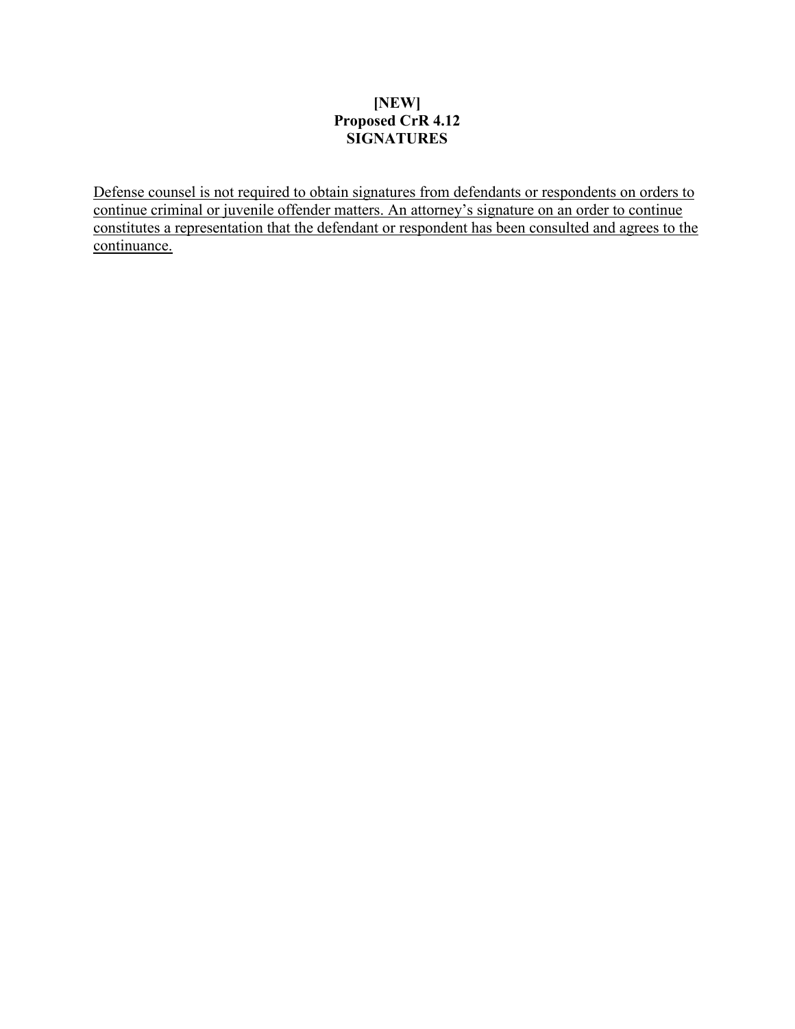**[NEW]**
**Proposed CrR 4.12**
**SIGNATURES**

Defense counsel is not required to obtain signatures from defendants or respondents on orders to continue criminal or juvenile offender matters. An attorney's signature on an order to continue constitutes a representation that the defendant or respondent has been consulted and agrees to the continuance.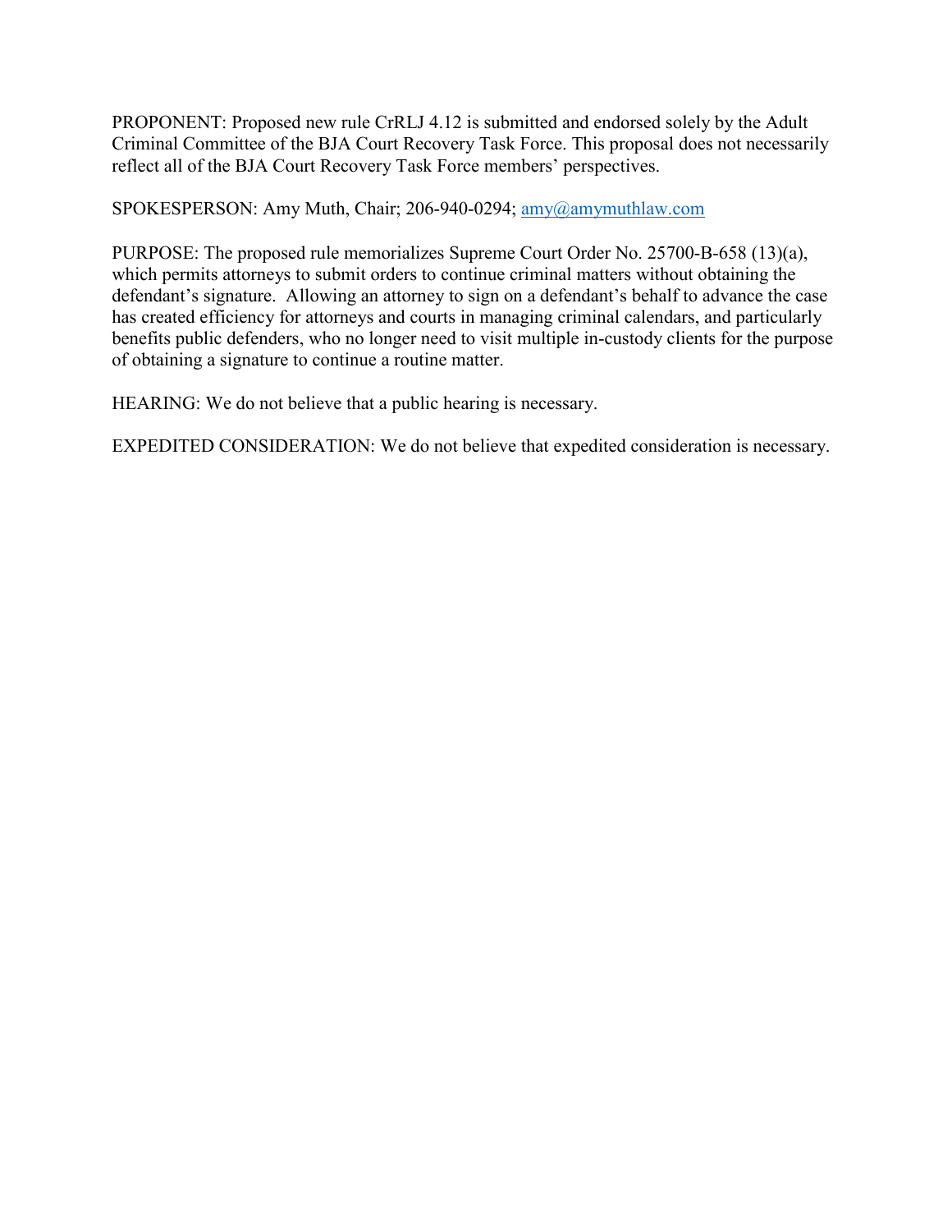PROPONENT: Proposed new rule CrRLJ 4.12 is submitted and endorsed solely by the Adult Criminal Committee of the BJA Court Recovery Task Force. This proposal does not necessarily reflect all of the BJA Court Recovery Task Force members' perspectives.

SPOKESPERSON: Amy Muth, Chair; 206-940-0294; amy@amymuthlaw.com

PURPOSE: The proposed rule memorializes Supreme Court Order No. 25700-B-658 (13)(a), which permits attorneys to submit orders to continue criminal matters without obtaining the defendant's signature. Allowing an attorney to sign on a defendant's behalf to advance the case has created efficiency for attorneys and courts in managing criminal calendars, and particularly benefits public defenders, who no longer need to visit multiple in-custody clients for the purpose of obtaining a signature to continue a routine matter.

HEARING: We do not believe that a public hearing is necessary.

EXPEDITED CONSIDERATION: We do not believe that expedited consideration is necessary.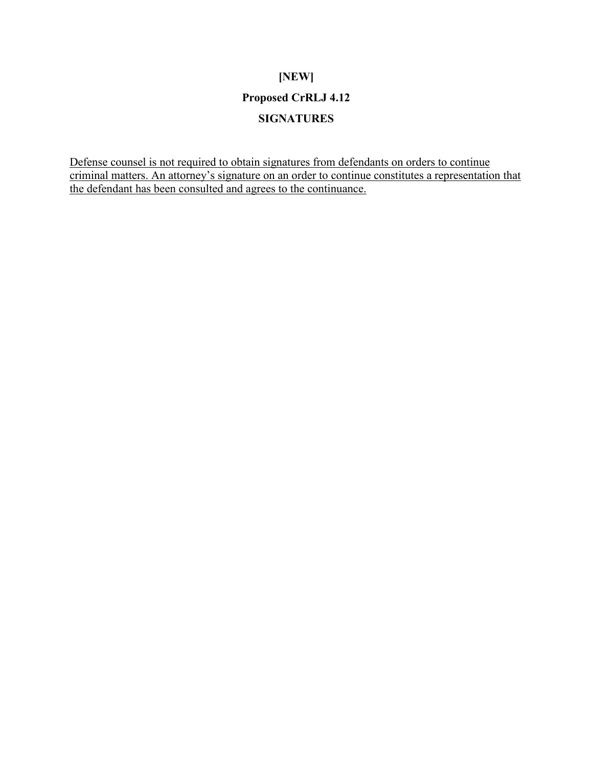**[NEW]**

**Proposed CrRLJ 4.12**

**SIGNATURES**

<u>Defense counsel is not required to obtain signatures from defendants on orders to continue criminal matters. An attorney's signature on an order to continue constitutes a representation that the defendant has been consulted and agrees to the continuance.</u>